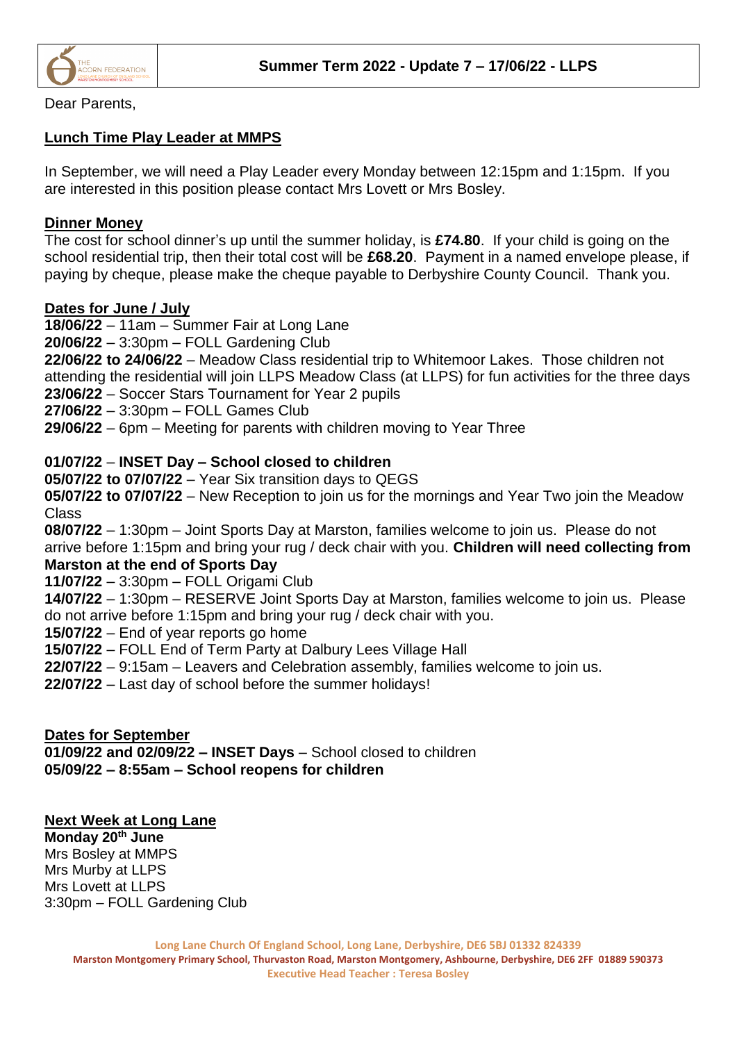**Summer Term 2022 - Update 7 – 17/06/22 - LLPS**

Dear Parents,

## Lunch Time Play Leader at MMPS

In September, we will need a Play Leader every Monday between 12:15pm and 1:15pm. If you are interested in this position please contact Mrs Lovett or Mrs Bosley.

## Dinner Money

The cost for school dinner's up until the summer holiday, is **£74.80**. If your child is going on the school residential trip, then their total cost will be **£68.20**. Payment in a named envelope please, if paying by cheque, please make the cheque payable to Derbyshire County Council. Thank you.

## Dates for June / July

**18/06/22** – 11am – Summer Fair at Long Lane
**20/06/22** – 3:30pm – FOLL Gardening Club
**22/06/22 to 24/06/22** – Meadow Class residential trip to Whitemoor Lakes. Those children not attending the residential will join LLPS Meadow Class (at LLPS) for fun activities for the three days
**23/06/22** – Soccer Stars Tournament for Year 2 pupils
**27/06/22** – 3:30pm – FOLL Games Club
**29/06/22** – 6pm – Meeting for parents with children moving to Year Three

**01/07/22** – **INSET Day – School closed to children**
**05/07/22 to 07/07/22** – Year Six transition days to QEGS
**05/07/22 to 07/07/22** – New Reception to join us for the mornings and Year Two join the Meadow Class
**08/07/22** – 1:30pm – Joint Sports Day at Marston, families welcome to join us. Please do not arrive before 1:15pm and bring your rug / deck chair with you. **Children will need collecting from Marston at the end of Sports Day**
**11/07/22** – 3:30pm – FOLL Origami Club
**14/07/22** – 1:30pm – RESERVE Joint Sports Day at Marston, families welcome to join us. Please do not arrive before 1:15pm and bring your rug / deck chair with you.
**15/07/22** – End of year reports go home
**15/07/22** – FOLL End of Term Party at Dalbury Lees Village Hall
**22/07/22** – 9:15am – Leavers and Celebration assembly, families welcome to join us.
**22/07/22** – Last day of school before the summer holidays!

## Dates for September

**01/09/22 and 02/09/22 – INSET Days** – School closed to children
**05/09/22 – 8:55am – School reopens for children**

## Next Week at Long Lane

**Monday 20th June**
Mrs Bosley at MMPS
Mrs Murby at LLPS
Mrs Lovett at LLPS
3:30pm – FOLL Gardening Club

Long Lane Church Of England School, Long Lane, Derbyshire, DE6 5BJ 01332 824339
Marston Montgomery Primary School, Thurvaston Road, Marston Montgomery, Ashbourne, Derbyshire, DE6 2FF 01889 590373
Executive Head Teacher : Teresa Bosley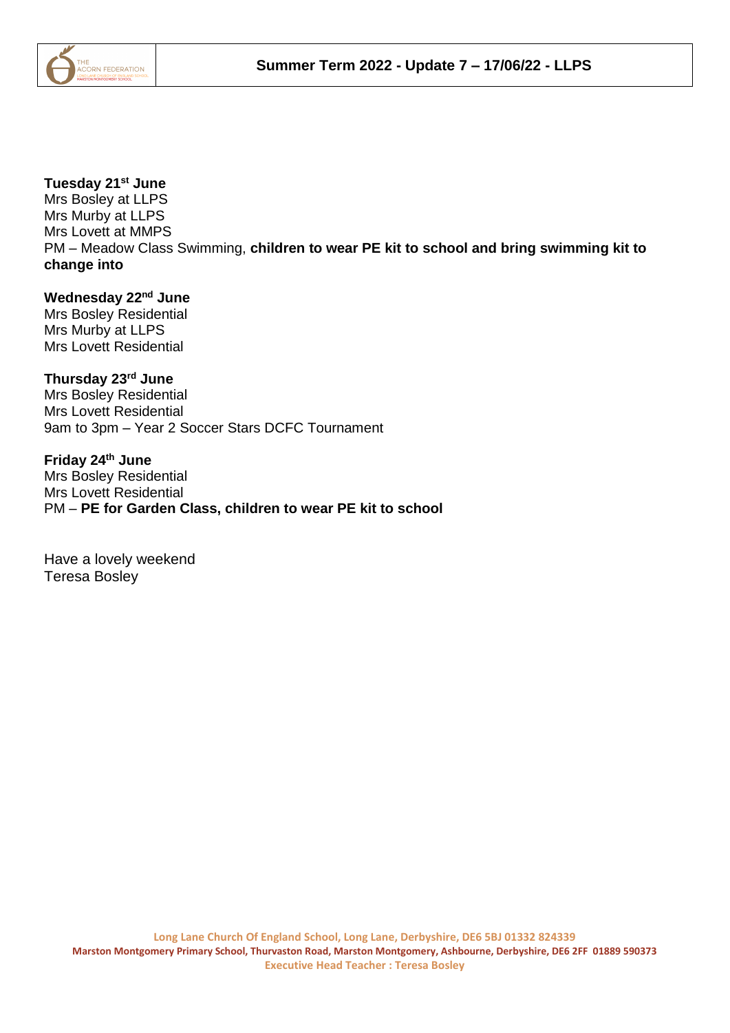**Tuesday 21st June**
Mrs Bosley at LLPS
Mrs Murby at LLPS
Mrs Lovett at MMPS
PM – Meadow Class Swimming, **children to wear PE kit to school and bring swimming kit to change into**

**Wednesday 22nd June**
Mrs Bosley Residential
Mrs Murby at LLPS
Mrs Lovett Residential

**Thursday 23rd June**
Mrs Bosley Residential
Mrs Lovett Residential
9am to 3pm – Year 2 Soccer Stars DCFC Tournament

**Friday 24th June**
Mrs Bosley Residential
Mrs Lovett Residential
PM – **PE for Garden Class, children to wear PE kit to school**

Have a lovely weekend
Teresa Bosley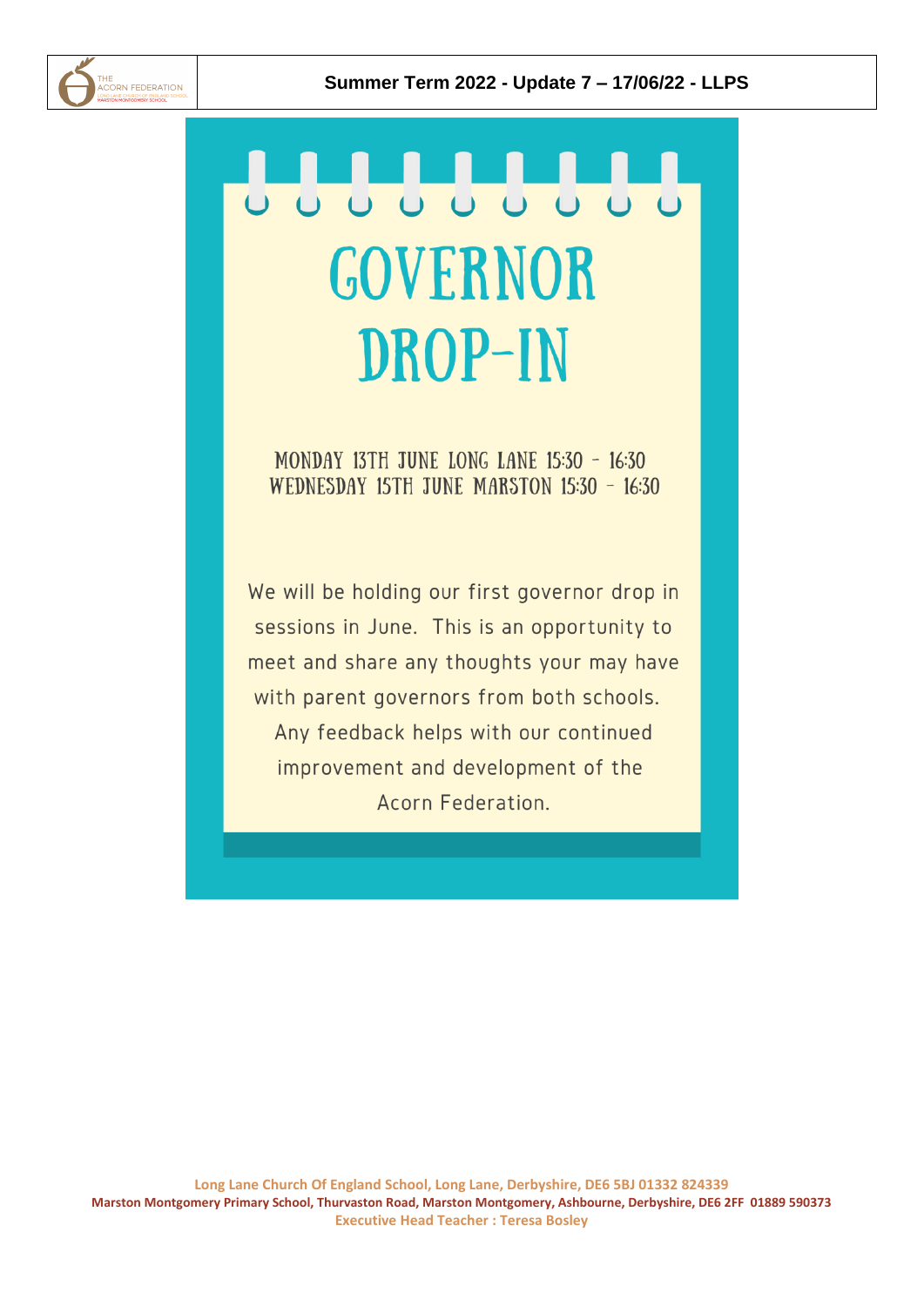# GOVERNOR DROP-IN

MONDAY 13TH JUNE LONG LANE 15:30 - 16:30
WEDNESDAY 15TH JUNE MARSTON 15:30 - 16:30

We will be holding our first governor drop in sessions in June. This is an opportunity to meet and share any thoughts your may have with parent governors from both schools. Any feedback helps with our continued improvement and development of the Acorn Federation.